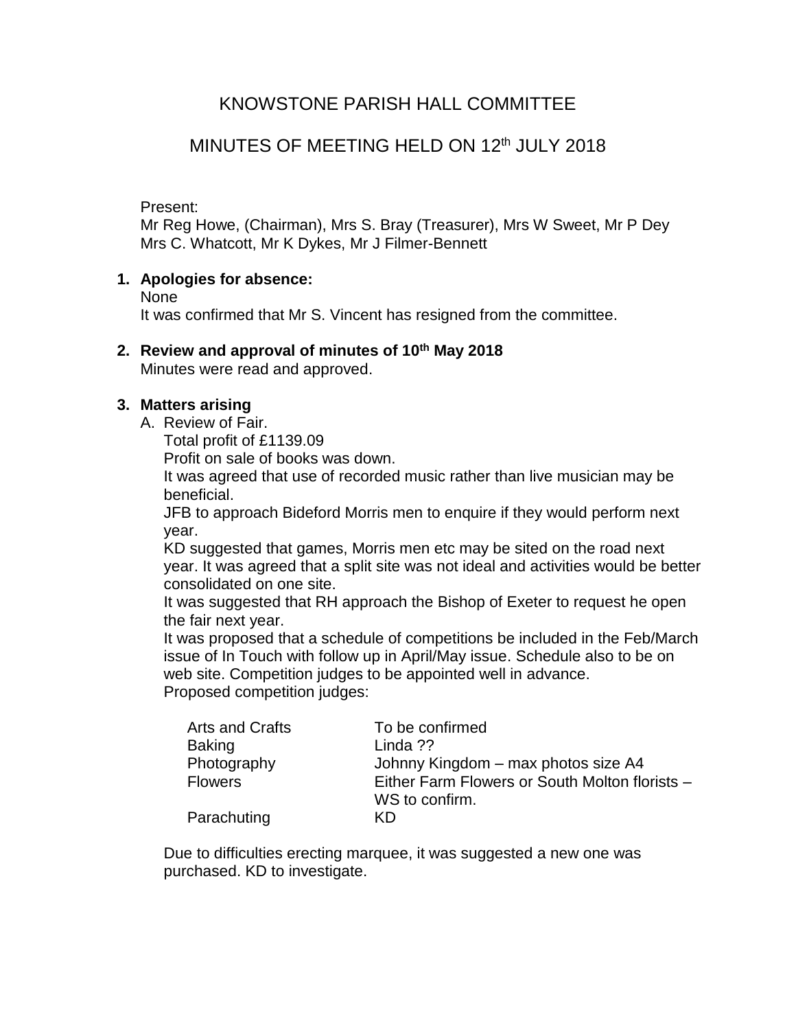# KNOWSTONE PARISH HALL COMMITTEE

## MINUTES OF MEETING HELD ON 12th JULY 2018

Present:
Mr Reg Howe, (Chairman), Mrs S. Bray (Treasurer), Mrs W Sweet, Mr P Dey
Mrs C. Whatcott, Mr K Dykes, Mr J Filmer-Bennett

1. **Apologies for absence:**
   None
   It was confirmed that Mr S. Vincent has resigned from the committee.

2. **Review and approval of minutes of 10th May 2018**
   Minutes were read and approved.

3. **Matters arising**
   A. Review of Fair.
      Total profit of £1139.09
      Profit on sale of books was down.
      It was agreed that use of recorded music rather than live musician may be beneficial.
      JFB to approach Bideford Morris men to enquire if they would perform next year.
      KD suggested that games, Morris men etc may be sited on the road next year. It was agreed that a split site was not ideal and activities would be better consolidated on one site.
      It was suggested that RH approach the Bishop of Exeter to request he open the fair next year.
      It was proposed that a schedule of competitions be included in the Feb/March issue of In Touch with follow up in April/May issue. Schedule also to be on web site. Competition judges to be appointed well in advance.
      Proposed competition judges:

| | |
|---|---|
| Arts and Crafts | To be confirmed |
| Baking | Linda ?? |
| Photography | Johnny Kingdom – max photos size A4 |
| Flowers | Either Farm Flowers or South Molton florists – WS to confirm. |
| Parachuting | KD |

   Due to difficulties erecting marquee, it was suggested a new one was purchased. KD to investigate.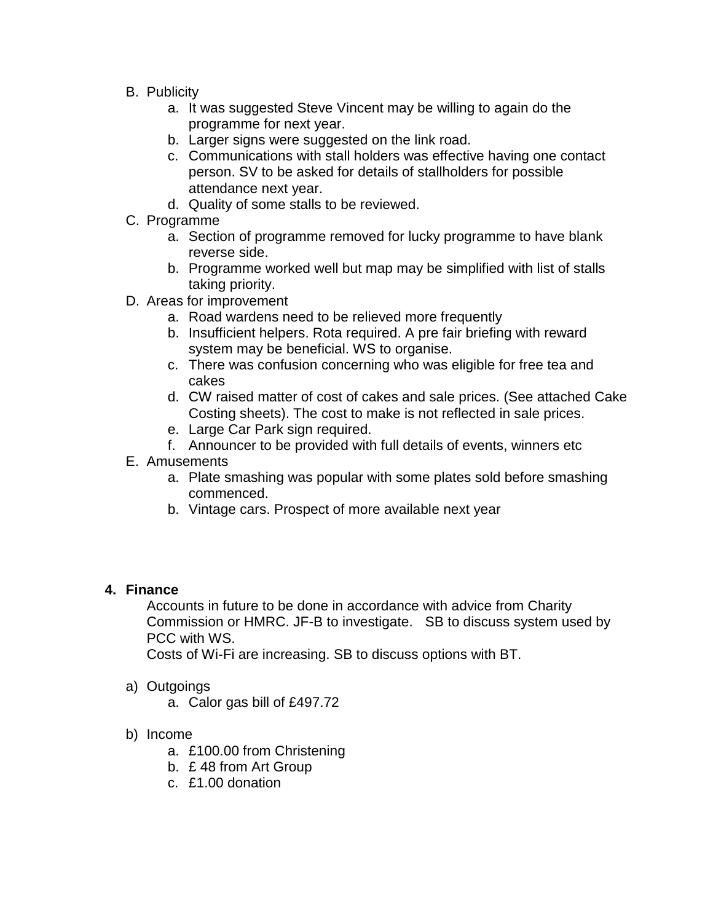B. Publicity
   a. It was suggested Steve Vincent may be willing to again do the programme for next year.
   b. Larger signs were suggested on the link road.
   c. Communications with stall holders was effective having one contact person. SV to be asked for details of stallholders for possible attendance next year.
   d. Quality of some stalls to be reviewed.

C. Programme
   a. Section of programme removed for lucky programme to have blank reverse side.
   b. Programme worked well but map may be simplified with list of stalls taking priority.

D. Areas for improvement
   a. Road wardens need to be relieved more frequently
   b. Insufficient helpers. Rota required. A pre fair briefing with reward system may be beneficial. WS to organise.
   c. There was confusion concerning who was eligible for free tea and cakes
   d. CW raised matter of cost of cakes and sale prices. (See attached Cake Costing sheets). The cost to make is not reflected in sale prices.
   e. Large Car Park sign required.
   f. Announcer to be provided with full details of events, winners etc

E. Amusements
   a. Plate smashing was popular with some plates sold before smashing commenced.
   b. Vintage cars. Prospect of more available next year

**4. Finance**

Accounts in future to be done in accordance with advice from Charity Commission or HMRC. JF-B to investigate. SB to discuss system used by PCC with WS.
Costs of Wi-Fi are increasing. SB to discuss options with BT.

a) Outgoings
   a. Calor gas bill of £497.72

b) Income
   a. £100.00 from Christening
   b. £ 48 from Art Group
   c. £1.00 donation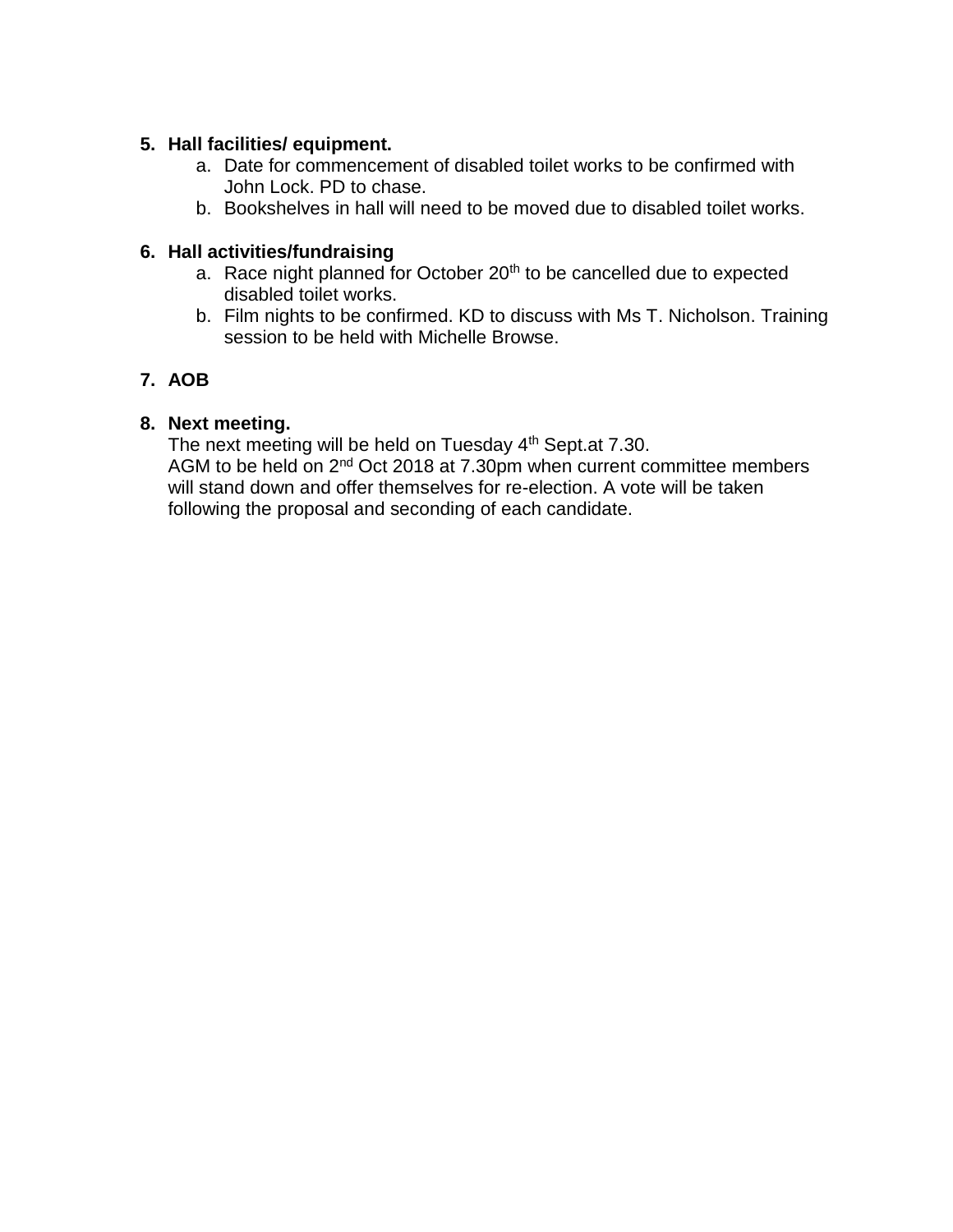5. **Hall facilities/ equipment.**
    a. Date for commencement of disabled toilet works to be confirmed with John Lock. PD to chase.
    b. Bookshelves in hall will need to be moved due to disabled toilet works.

6. **Hall activities/fundraising**
    a. Race night planned for October 20th to be cancelled due to expected disabled toilet works.
    b. Film nights to be confirmed. KD to discuss with Ms T. Nicholson. Training session to be held with Michelle Browse.

7. **AOB**

8. **Next meeting.**

    The next meeting will be held on Tuesday 4th Sept.at 7.30.
    AGM to be held on 2nd Oct 2018 at 7.30pm when current committee members will stand down and offer themselves for re-election. A vote will be taken following the proposal and seconding of each candidate.